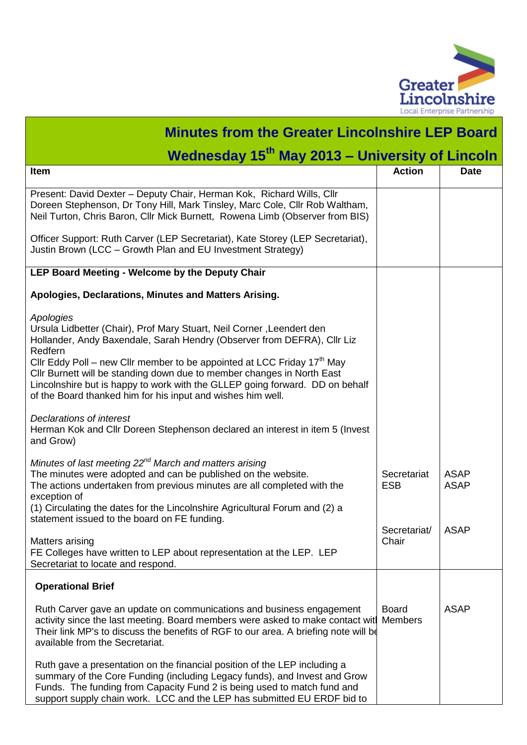Greater Lincolnshire
Local Enterprise Partnership

# Minutes from the Greater Lincolnshire LEP Board

## Wednesday 15th May 2013 – University of Lincoln

| Item | Action | Date |
|---|---|---|
| Present: David Dexter – Deputy Chair, Herman Kok, Richard Wills, Cllr Doreen Stephenson, Dr Tony Hill, Mark Tinsley, Marc Cole, Cllr Rob Waltham, Neil Turton, Chris Baron, Cllr Mick Burnett, Rowena Limb (Observer from BIS)<br><br>Officer Support: Ruth Carver (LEP Secretariat), Kate Storey (LEP Secretariat), Justin Brown (LCC – Growth Plan and EU Investment Strategy) | | |
| **LEP Board Meeting - Welcome by the Deputy Chair**<br><br>**Apologies, Declarations, Minutes and Matters Arising.**<br><br>*Apologies*<br>Ursula Lidbetter (Chair), Prof Mary Stuart, Neil Corner ,Leendert den Hollander, Andy Baxendale, Sarah Hendry (Observer from DEFRA), Cllr Liz Redfern<br>Cllr Eddy Poll – new Cllr member to be appointed at LCC Friday 17th May<br>Cllr Burnett will be standing down due to member changes in North East Lincolnshire but is happy to work with the GLLEP going forward. DD on behalf of the Board thanked him for his input and wishes him well.<br><br>*Declarations of interest*<br>Herman Kok and Cllr Doreen Stephenson declared an interest in item 5 (Invest and Grow)<br><br>*Minutes of last meeting 22nd March and matters arising*<br>The minutes were adopted and can be published on the website.<br>The actions undertaken from previous minutes are all completed with the exception of<br>(1) Circulating the dates for the Lincolnshire Agricultural Forum and (2) a statement issued to the board on FE funding.<br><br>Matters arising<br>FE Colleges have written to LEP about representation at the LEP. LEP Secretariat to locate and respond. | Secretariat<br>ESB<br><br><br><br>Secretariat/ Chair | ASAP<br>ASAP<br><br><br><br>ASAP |
| **Operational Brief**<br><br>Ruth Carver gave an update on communications and business engagement activity since the last meeting. Board members were asked to make contact with Their link MP's to discuss the benefits of RGF to our area. A briefing note will be available from the Secretariat.<br><br>Ruth gave a presentation on the financial position of the LEP including a summary of the Core Funding (including Legacy funds), and Invest and Grow Funds. The funding from Capacity Fund 2 is being used to match fund and support supply chain work. LCC and the LEP has submitted EU ERDF bid to | Board Members | ASAP |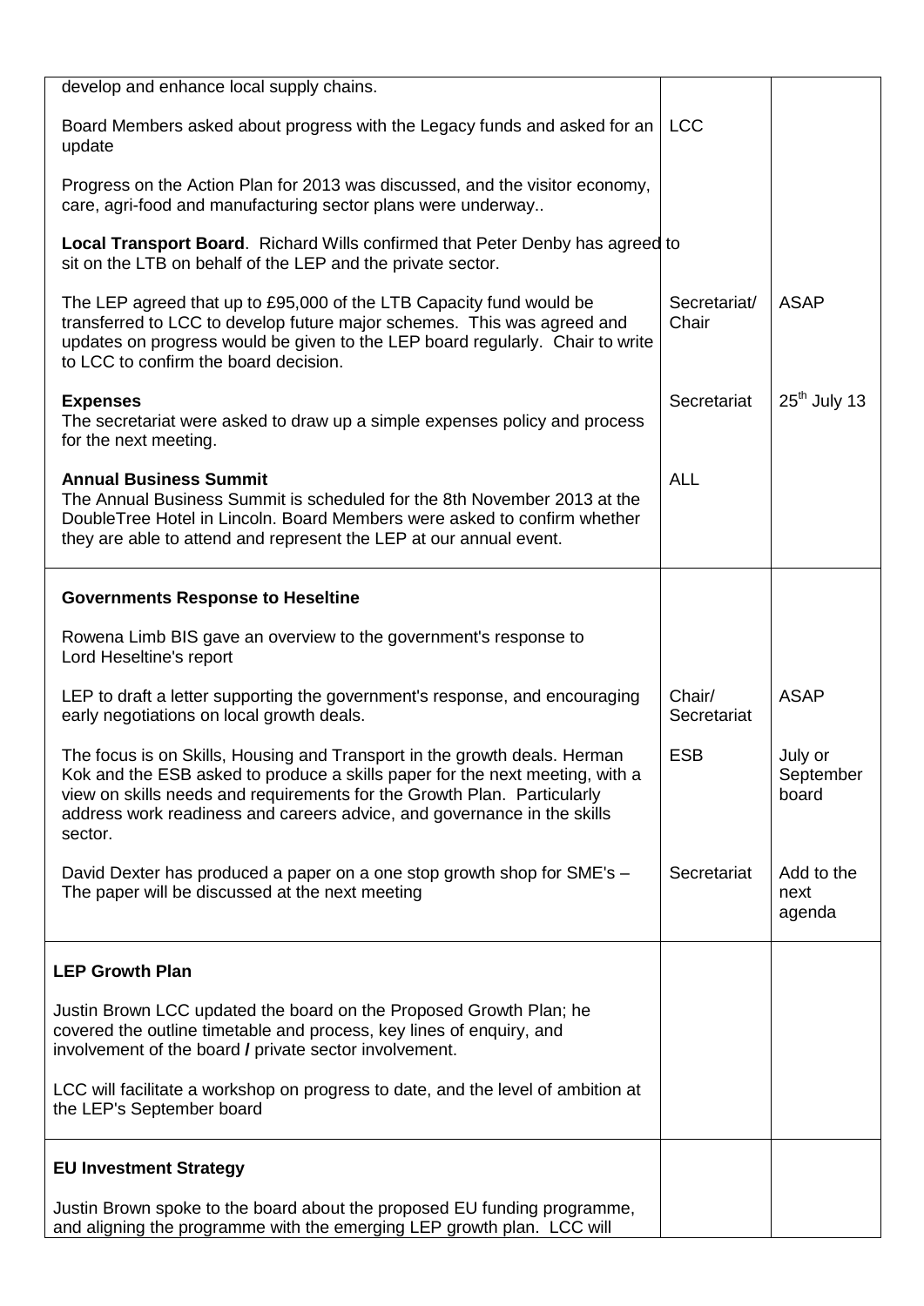| | | |
|---|---|---|
| develop and enhance local supply chains.<br><br>Board Members asked about progress with the Legacy funds and asked for an update<br><br>Progress on the Action Plan for 2013 was discussed, and the visitor economy, care, agri-food and manufacturing sector plans were underway..<br><br>**Local Transport Board**. Richard Wills confirmed that Peter Denby has agreed to sit on the LTB on behalf of the LEP and the private sector.<br><br>The LEP agreed that up to £95,000 of the LTB Capacity fund would be transferred to LCC to develop future major schemes. This was agreed and updates on progress would be given to the LEP board regularly. Chair to write to LCC to confirm the board decision.<br><br>**Expenses**<br>The secretariat were asked to draw up a simple expenses policy and process for the next meeting.<br><br>**Annual Business Summit**<br>The Annual Business Summit is scheduled for the 8th November 2013 at the DoubleTree Hotel in Lincoln. Board Members were asked to confirm whether they are able to attend and represent the LEP at our annual event. | LCC<br><br><br><br><br><br><br>Secretariat/ Chair<br><br><br>Secretariat<br><br><br>ALL | <br><br><br><br><br><br><br>ASAP<br><br><br>25th July 13 |
| **Governments Response to Heseltine**<br><br>Rowena Limb BIS gave an overview to the government's response to Lord Heseltine's report<br><br>LEP to draft a letter supporting the government's response, and encouraging early negotiations on local growth deals.<br><br>The focus is on Skills, Housing and Transport in the growth deals. Herman Kok and the ESB asked to produce a skills paper for the next meeting, with a view on skills needs and requirements for the Growth Plan. Particularly address work readiness and careers advice, and governance in the skills sector.<br><br>David Dexter has produced a paper on a one stop growth shop for SME's – The paper will be discussed at the next meeting | <br><br><br><br>Chair/ Secretariat<br><br>ESB<br><br><br><br><br>Secretariat | <br><br><br><br>ASAP<br><br>July or September board<br><br><br><br>Add to the next agenda |
| **LEP Growth Plan**<br><br>Justin Brown LCC updated the board on the Proposed Growth Plan; he covered the outline timetable and process, key lines of enquiry, and involvement of the board / private sector involvement.<br><br>LCC will facilitate a workshop on progress to date, and the level of ambition at the LEP's September board | | |
| **EU Investment Strategy**<br><br>Justin Brown spoke to the board about the proposed EU funding programme, and aligning the programme with the emerging LEP growth plan. LCC will | | |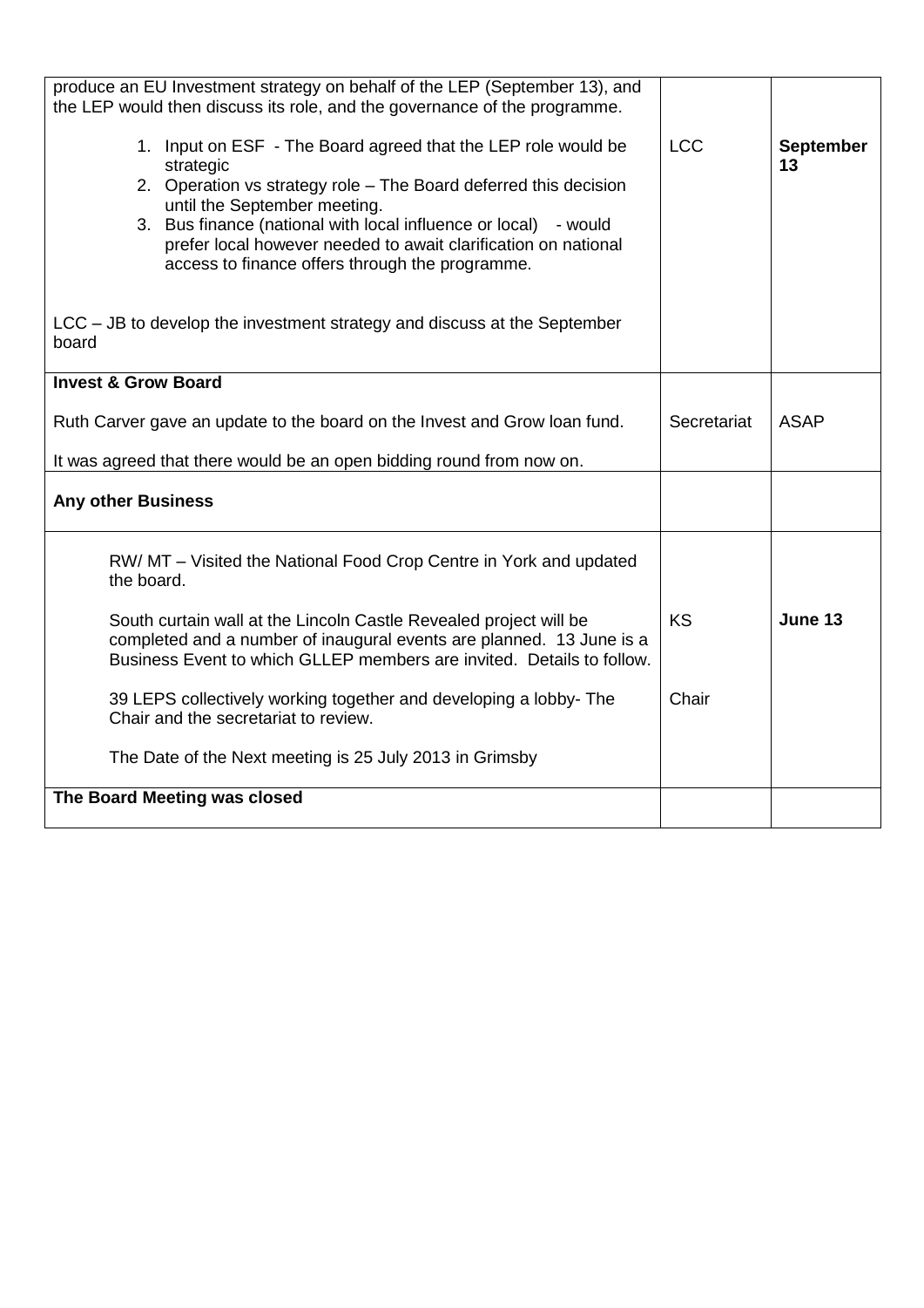| | | |
|---|---|---|
| produce an EU Investment strategy on behalf of the LEP (September 13), and the LEP would then discuss its role, and the governance of the programme.<br><br>1. Input on ESF - The Board agreed that the LEP role would be strategic<br>2. Operation vs strategy role – The Board deferred this decision until the September meeting.<br>3. Bus finance (national with local influence or local) - would prefer local however needed to await clarification on national access to finance offers through the programme.<br><br>LCC – JB to develop the investment strategy and discuss at the September board | LCC | **September 13** |
| **Invest & Grow Board**<br><br>Ruth Carver gave an update to the board on the Invest and Grow loan fund.<br><br>It was agreed that there would be an open bidding round from now on. | Secretariat | ASAP |
| **Any other Business** | | |
| RW/ MT – Visited the National Food Crop Centre in York and updated the board.<br><br>South curtain wall at the Lincoln Castle Revealed project will be completed and a number of inaugural events are planned. 13 June is a Business Event to which GLLEP members are invited. Details to follow.<br><br>39 LEPS collectively working together and developing a lobby- The Chair and the secretariat to review.<br><br>The Date of the Next meeting is 25 July 2013 in Grimsby | KS<br><br>Chair | **June 13** |
| **The Board Meeting was closed** | | |